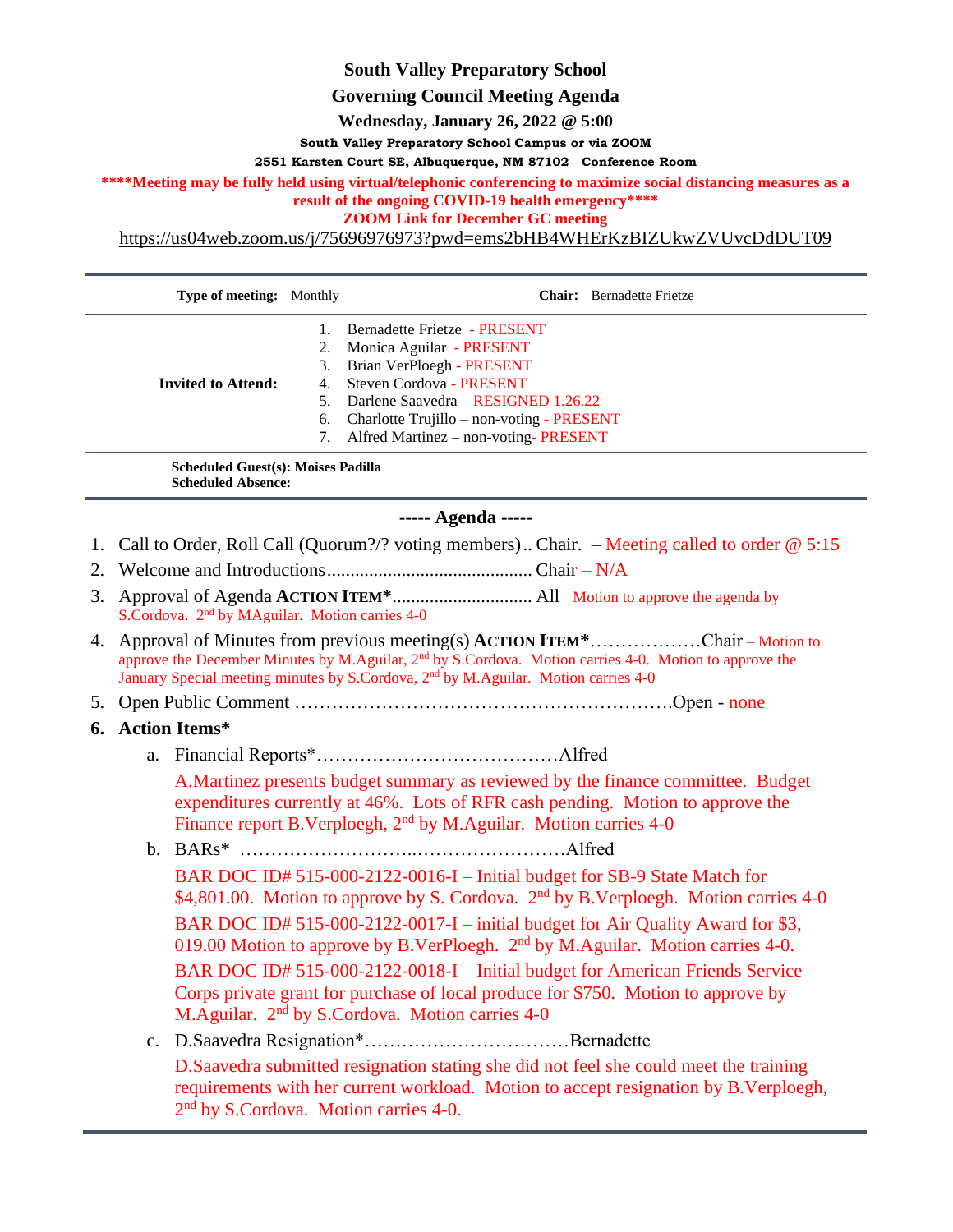# South Valley Preparatory School

## Governing Council Meeting Agenda

**Wednesday, January 26, 2022 @ 5:00**

**South Valley Preparatory School Campus or via ZOOM**

**2551 Karsten Court SE, Albuquerque, NM 87102 Conference Room**

**\*\*\*\*Meeting may be fully held using virtual/telephonic conferencing to maximize social distancing measures as a result of the ongoing COVID-19 health emergency\*\*\*\***

**ZOOM Link for December GC meeting**

https://us04web.zoom.us/j/75696976973?pwd=ems2bHB4WHErKzBIZUkwZVUvcDdDUT09

| | |
|---|---|
| **Type of meeting:** Monthly | **Chair:** Bernadette Frietze |
| **Invited to Attend:** | 1. Bernadette Frietze - PRESENT<br>2. Monica Aguilar - PRESENT<br>3. Brian VerPloegh - PRESENT<br>4. Steven Cordova - PRESENT<br>5. Darlene Saavedra – RESIGNED 1.26.22<br>6. Charlotte Trujillo – non-voting - PRESENT<br>7. Alfred Martinez – non-voting- PRESENT |

**Scheduled Guest(s): Moises Padilla**
**Scheduled Absence:**

**----- Agenda -----**

1. Call to Order, Roll Call (Quorum?/? voting members).. Chair. – Meeting called to order @ 5:15
2. Welcome and Introductions............................................ Chair – N/A
3. Approval of Agenda **ACTION ITEM\***.............................. All Motion to approve the agenda by S.Cordova. 2nd by MAguilar. Motion carries 4-0
4. Approval of Minutes from previous meeting(s) **ACTION ITEM\***………………Chair – Motion to approve the December Minutes by M.Aguilar, 2nd by S.Cordova. Motion carries 4-0. Motion to approve the January Special meeting minutes by S.Cordova, 2nd by M.Aguilar. Motion carries 4-0
5. Open Public Comment …………………………………………………….Open - none

**6. Action Items\***

a. Financial Reports\*…………………………………Alfred

   A.Martinez presents budget summary as reviewed by the finance committee. Budget expenditures currently at 46%. Lots of RFR cash pending. Motion to approve the Finance report B.Verploegh, 2nd by M.Aguilar. Motion carries 4-0

b. BARs\* ………………………..……………………Alfred

   BAR DOC ID# 515-000-2122-0016-I – Initial budget for SB-9 State Match for $4,801.00. Motion to approve by S. Cordova. 2nd by B.Verploegh. Motion carries 4-0

   BAR DOC ID# 515-000-2122-0017-I – initial budget for Air Quality Award for $3, 019.00 Motion to approve by B.VerPloegh. 2nd by M.Aguilar. Motion carries 4-0.

   BAR DOC ID# 515-000-2122-0018-I – Initial budget for American Friends Service Corps private grant for purchase of local produce for $750. Motion to approve by M.Aguilar. 2nd by S.Cordova. Motion carries 4-0

c. D.Saavedra Resignation\*……………………………Bernadette

   D.Saavedra submitted resignation stating she did not feel she could meet the training requirements with her current workload. Motion to accept resignation by B.Verploegh, 2nd by S.Cordova. Motion carries 4-0.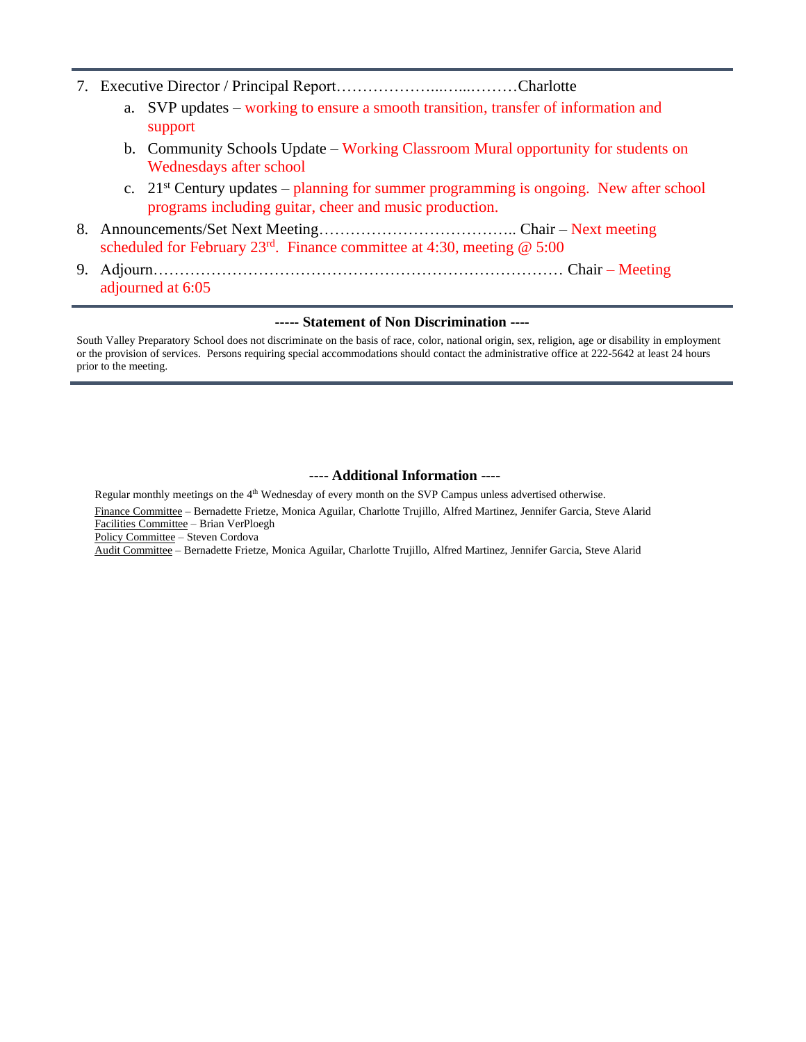7. Executive Director / Principal Report………………...…...………Charlotte
   a. SVP updates – working to ensure a smooth transition, transfer of information and support
   b. Community Schools Update – Working Classroom Mural opportunity for students on Wednesdays after school
   c. 21st Century updates – planning for summer programming is ongoing. New after school programs including guitar, cheer and music production.
8. Announcements/Set Next Meeting……………………………….. Chair – Next meeting scheduled for February 23rd. Finance committee at 4:30, meeting @ 5:00
9. Adjourn…………………………………………………………………… Chair – Meeting adjourned at 6:05

---

**----- Statement of Non Discrimination ----**

South Valley Preparatory School does not discriminate on the basis of race, color, national origin, sex, religion, age or disability in employment or the provision of services. Persons requiring special accommodations should contact the administrative office at 222-5642 at least 24 hours prior to the meeting.

---

**---- Additional Information ----**

Regular monthly meetings on the 4th Wednesday of every month on the SVP Campus unless advertised otherwise.

Finance Committee – Bernadette Frietze, Monica Aguilar, Charlotte Trujillo, Alfred Martinez, Jennifer Garcia, Steve Alarid
Facilities Committee – Brian VerPloegh
Policy Committee – Steven Cordova
Audit Committee – Bernadette Frietze, Monica Aguilar, Charlotte Trujillo, Alfred Martinez, Jennifer Garcia, Steve Alarid